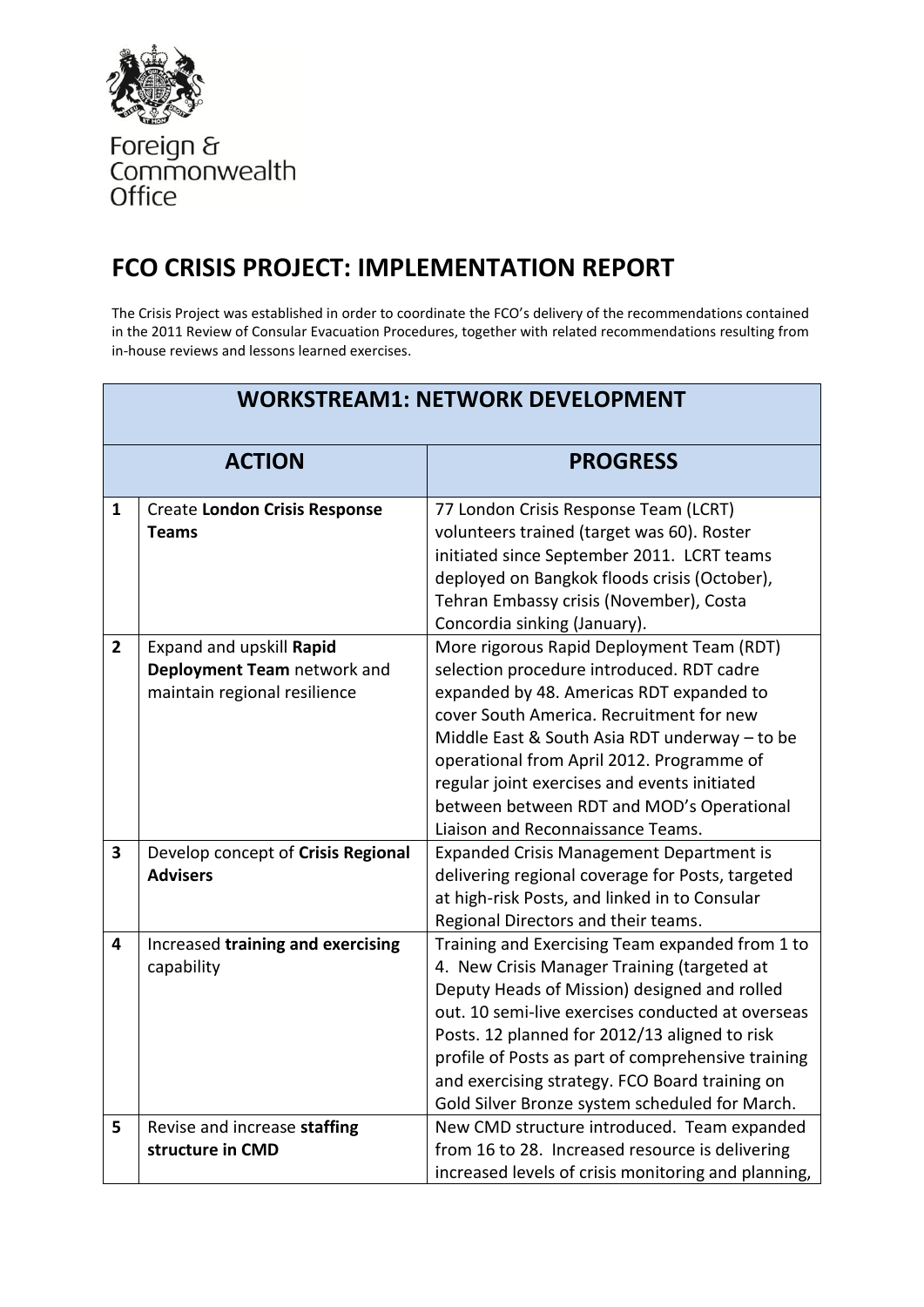Foreign & Commonwealth Office

# FCO CRISIS PROJECT: IMPLEMENTATION REPORT

The Crisis Project was established in order to coordinate the FCO's delivery of the recommendations contained in the 2011 Review of Consular Evacuation Procedures, together with related recommendations resulting from in-house reviews and lessons learned exercises.

| WORKSTREAM1: NETWORK DEVELOPMENT | | |
|---|---|---|
| | **ACTION** | **PROGRESS** |
| **1** | Create **London Crisis Response Teams** | 77 London Crisis Response Team (LCRT) volunteers trained (target was 60). Roster initiated since September 2011. LCRT teams deployed on Bangkok floods crisis (October), Tehran Embassy crisis (November), Costa Concordia sinking (January). |
| **2** | Expand and upskill **Rapid Deployment Team** network and maintain regional resilience | More rigorous Rapid Deployment Team (RDT) selection procedure introduced. RDT cadre expanded by 48. Americas RDT expanded to cover South America. Recruitment for new Middle East & South Asia RDT underway – to be operational from April 2012. Programme of regular joint exercises and events initiated between between RDT and MOD's Operational Liaison and Reconnaissance Teams. |
| **3** | Develop concept of **Crisis Regional Advisers** | Expanded Crisis Management Department is delivering regional coverage for Posts, targeted at high-risk Posts, and linked in to Consular Regional Directors and their teams. |
| **4** | Increased **training and exercising** capability | Training and Exercising Team expanded from 1 to 4. New Crisis Manager Training (targeted at Deputy Heads of Mission) designed and rolled out. 10 semi-live exercises conducted at overseas Posts. 12 planned for 2012/13 aligned to risk profile of Posts as part of comprehensive training and exercising strategy. FCO Board training on Gold Silver Bronze system scheduled for March. |
| **5** | Revise and increase **staffing structure in CMD** | New CMD structure introduced. Team expanded from 16 to 28. Increased resource is delivering increased levels of crisis monitoring and planning, |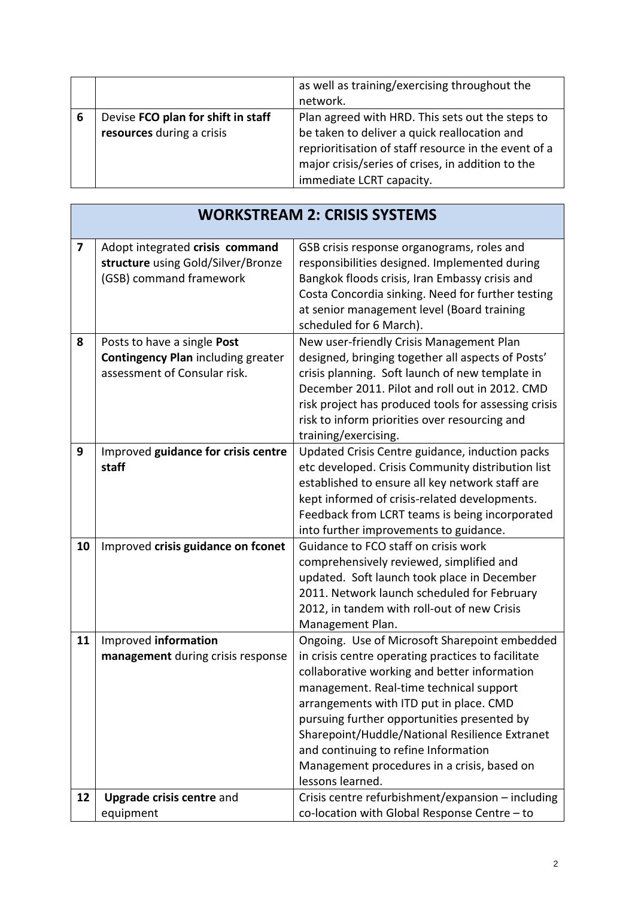| | | |
|---|---|---|
| | | as well as training/exercising throughout the network. |
| 6 | Devise **FCO plan for shift in staff resources** during a crisis | Plan agreed with HRD. This sets out the steps to be taken to deliver a quick reallocation and reprioritisation of staff resource in the event of a major crisis/series of crises, in addition to the immediate LCRT capacity. |

## WORKSTREAM 2: CRISIS SYSTEMS

| | | |
|---|---|---|
| 7 | Adopt integrated **crisis command structure** using Gold/Silver/Bronze (GSB) command framework | GSB crisis response organograms, roles and responsibilities designed. Implemented during Bangkok floods crisis, Iran Embassy crisis and Costa Concordia sinking. Need for further testing at senior management level (Board training scheduled for 6 March). |
| 8 | Posts to have a single **Post Contingency Plan** including greater assessment of Consular risk. | New user-friendly Crisis Management Plan designed, bringing together all aspects of Posts' crisis planning. Soft launch of new template in December 2011. Pilot and roll out in 2012. CMD risk project has produced tools for assessing crisis risk to inform priorities over resourcing and training/exercising. |
| 9 | Improved **guidance for crisis centre staff** | Updated Crisis Centre guidance, induction packs etc developed. Crisis Community distribution list established to ensure all key network staff are kept informed of crisis-related developments. Feedback from LCRT teams is being incorporated into further improvements to guidance. |
| 10 | Improved **crisis guidance on fconet** | Guidance to FCO staff on crisis work comprehensively reviewed, simplified and updated. Soft launch took place in December 2011. Network launch scheduled for February 2012, in tandem with roll-out of new Crisis Management Plan. |
| 11 | Improved **information management** during crisis response | Ongoing. Use of Microsoft Sharepoint embedded in crisis centre operating practices to facilitate collaborative working and better information management. Real-time technical support arrangements with ITD put in place. CMD pursuing further opportunities presented by Sharepoint/Huddle/National Resilience Extranet and continuing to refine Information Management procedures in a crisis, based on lessons learned. |
| 12 | **Upgrade crisis centre** and equipment | Crisis centre refurbishment/expansion – including co-location with Global Response Centre – to |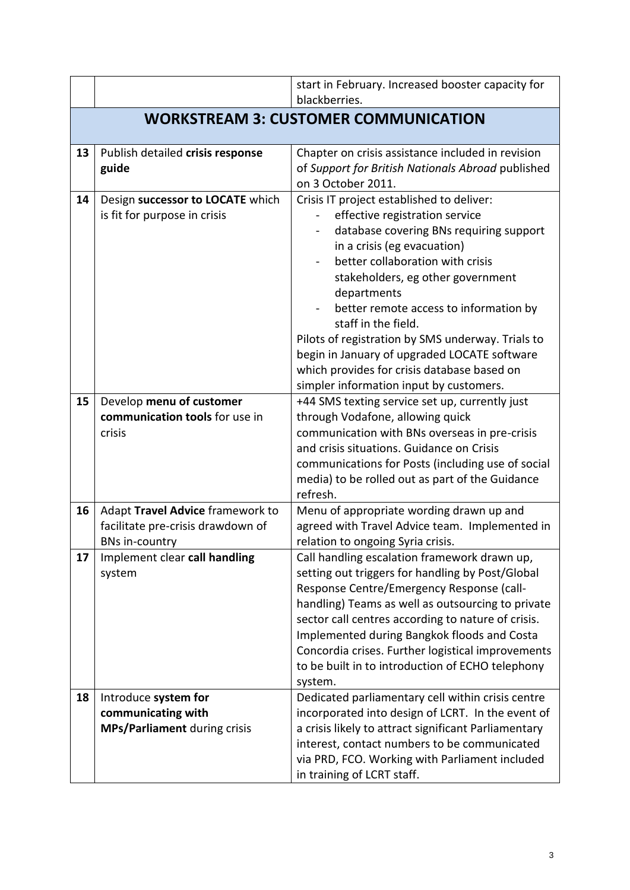| | | |
|---|---|---|
| | | start in February. Increased booster capacity for blackberries. |
| **WORKSTREAM 3: CUSTOMER COMMUNICATION** | | |
| 13 | Publish detailed **crisis response guide** | Chapter on crisis assistance included in revision of *Support for British Nationals Abroad* published on 3 October 2011. |
| 14 | Design **successor to LOCATE** which is fit for purpose in crisis | Crisis IT project established to deliver:<br>- effective registration service<br>- database covering BNs requiring support in a crisis (eg evacuation)<br>- better collaboration with crisis stakeholders, eg other government departments<br>- better remote access to information by staff in the field.<br>Pilots of registration by SMS underway. Trials to begin in January of upgraded LOCATE software which provides for crisis database based on simpler information input by customers. |
| 15 | Develop **menu of customer communication tools** for use in crisis | +44 SMS texting service set up, currently just through Vodafone, allowing quick communication with BNs overseas in pre-crisis and crisis situations. Guidance on Crisis communications for Posts (including use of social media) to be rolled out as part of the Guidance refresh. |
| 16 | Adapt **Travel Advice** framework to facilitate pre-crisis drawdown of BNs in-country | Menu of appropriate wording drawn up and agreed with Travel Advice team. Implemented in relation to ongoing Syria crisis. |
| 17 | Implement clear **call handling** system | Call handling escalation framework drawn up, setting out triggers for handling by Post/Global Response Centre/Emergency Response (call-handling) Teams as well as outsourcing to private sector call centres according to nature of crisis. Implemented during Bangkok floods and Costa Concordia crises. Further logistical improvements to be built in to introduction of ECHO telephony system. |
| 18 | Introduce **system for communicating with MPs/Parliament** during crisis | Dedicated parliamentary cell within crisis centre incorporated into design of LCRT. In the event of a crisis likely to attract significant Parliamentary interest, contact numbers to be communicated via PRD, FCO. Working with Parliament included in training of LCRT staff. |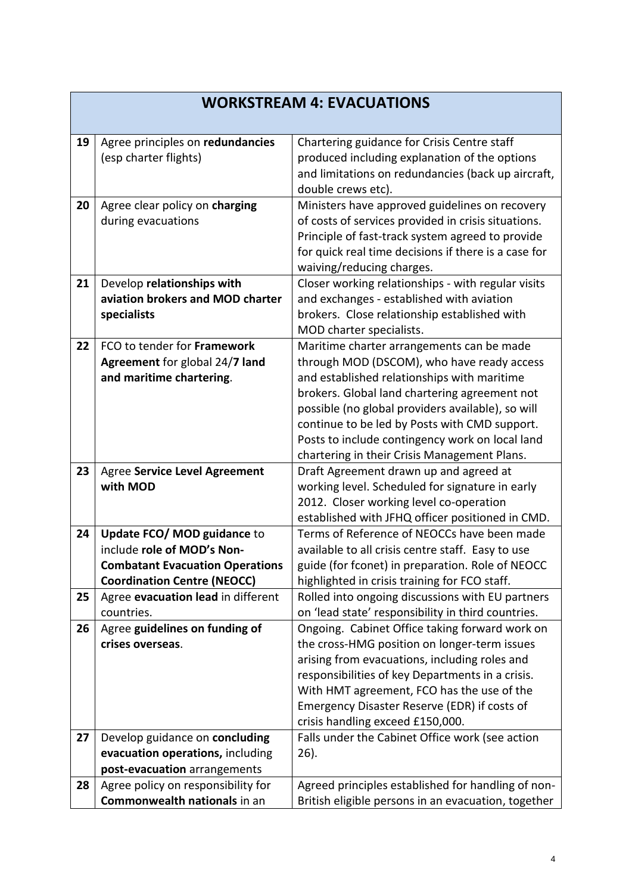| WORKSTREAM 4: EVACUATIONS | | |
|---|---|---|
| 19 | Agree principles on **redundancies** (esp charter flights) | Chartering guidance for Crisis Centre staff produced including explanation of the options and limitations on redundancies (back up aircraft, double crews etc). |
| 20 | Agree clear policy on **charging** during evacuations | Ministers have approved guidelines on recovery of costs of services provided in crisis situations. Principle of fast-track system agreed to provide for quick real time decisions if there is a case for waiving/reducing charges. |
| 21 | Develop **relationships with aviation brokers and MOD charter specialists** | Closer working relationships - with regular visits and exchanges - established with aviation brokers. Close relationship established with MOD charter specialists. |
| 22 | FCO to tender for **Framework Agreement** for global 24/**7 land and maritime chartering**. | Maritime charter arrangements can be made through MOD (DSCOM), who have ready access and established relationships with maritime brokers. Global land chartering agreement not possible (no global providers available), so will continue to be led by Posts with CMD support. Posts to include contingency work on local land chartering in their Crisis Management Plans. |
| 23 | Agree **Service Level Agreement with MOD** | Draft Agreement drawn up and agreed at working level. Scheduled for signature in early 2012. Closer working level co-operation established with JFHQ officer positioned in CMD. |
| 24 | **Update FCO/ MOD guidance** to include **role of MOD's Non-Combatant Evacuation Operations Coordination Centre (NEOCC)** | Terms of Reference of NEOCCs have been made available to all crisis centre staff. Easy to use guide (for fconet) in preparation. Role of NEOCC highlighted in crisis training for FCO staff. |
| 25 | Agree **evacuation lead** in different countries. | Rolled into ongoing discussions with EU partners on 'lead state' responsibility in third countries. |
| 26 | Agree **guidelines on funding of crises overseas**. | Ongoing. Cabinet Office taking forward work on the cross-HMG position on longer-term issues arising from evacuations, including roles and responsibilities of key Departments in a crisis. With HMT agreement, FCO has the use of the Emergency Disaster Reserve (EDR) if costs of crisis handling exceed £150,000. |
| 27 | Develop guidance on **concluding evacuation operations,** including **post-evacuation** arrangements | Falls under the Cabinet Office work (see action 26). |
| 28 | Agree policy on responsibility for **Commonwealth nationals** in an | Agreed principles established for handling of non-British eligible persons in an evacuation, together |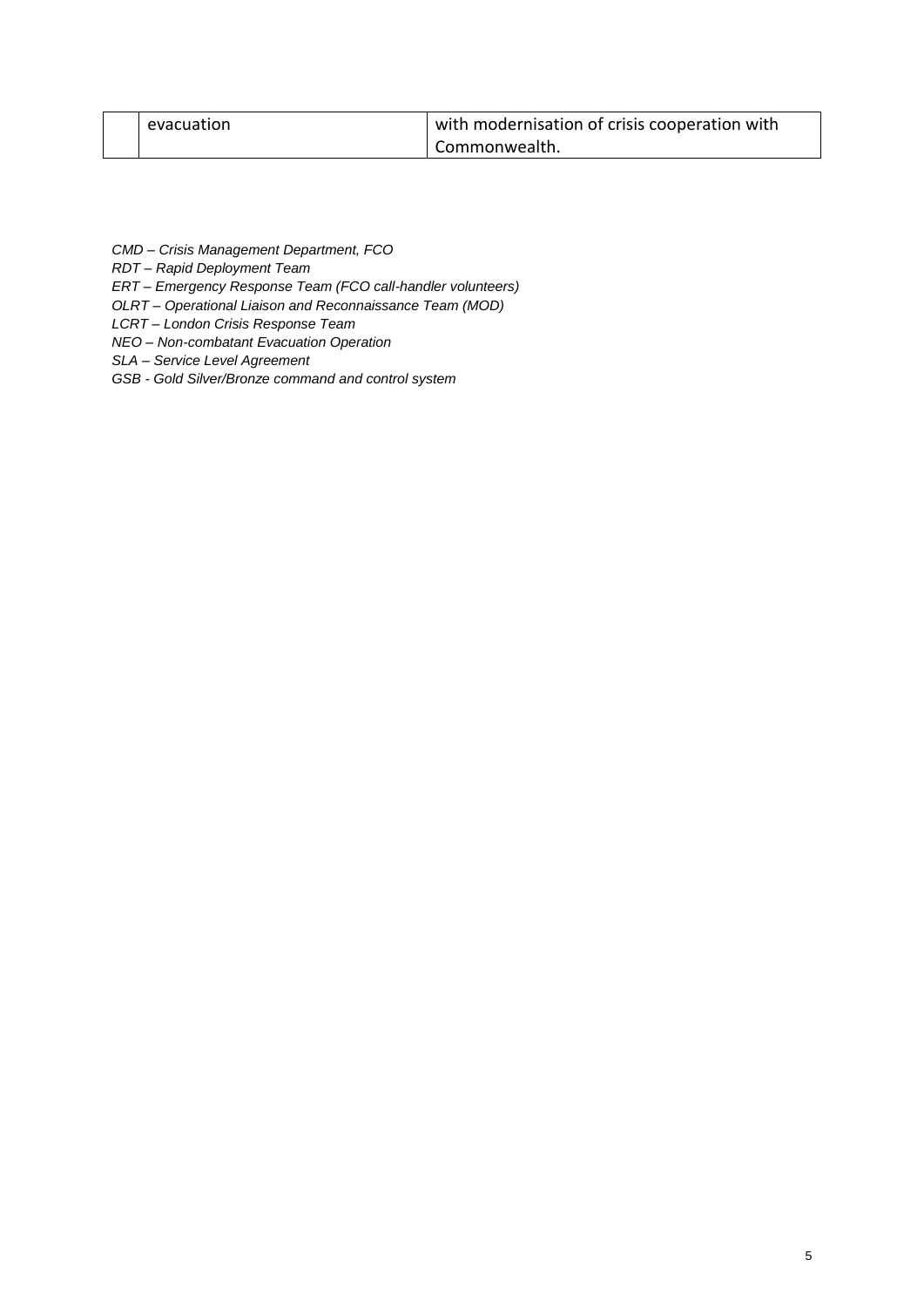| | | |
|---|---|---|
| | evacuation | with modernisation of crisis cooperation with Commonwealth. |

*CMD – Crisis Management Department, FCO*
*RDT – Rapid Deployment Team*
*ERT – Emergency Response Team (FCO call-handler volunteers)*
*OLRT – Operational Liaison and Reconnaissance Team (MOD)*
*LCRT – London Crisis Response Team*
*NEO – Non-combatant Evacuation Operation*
*SLA – Service Level Agreement*
*GSB - Gold Silver/Bronze command and control system*